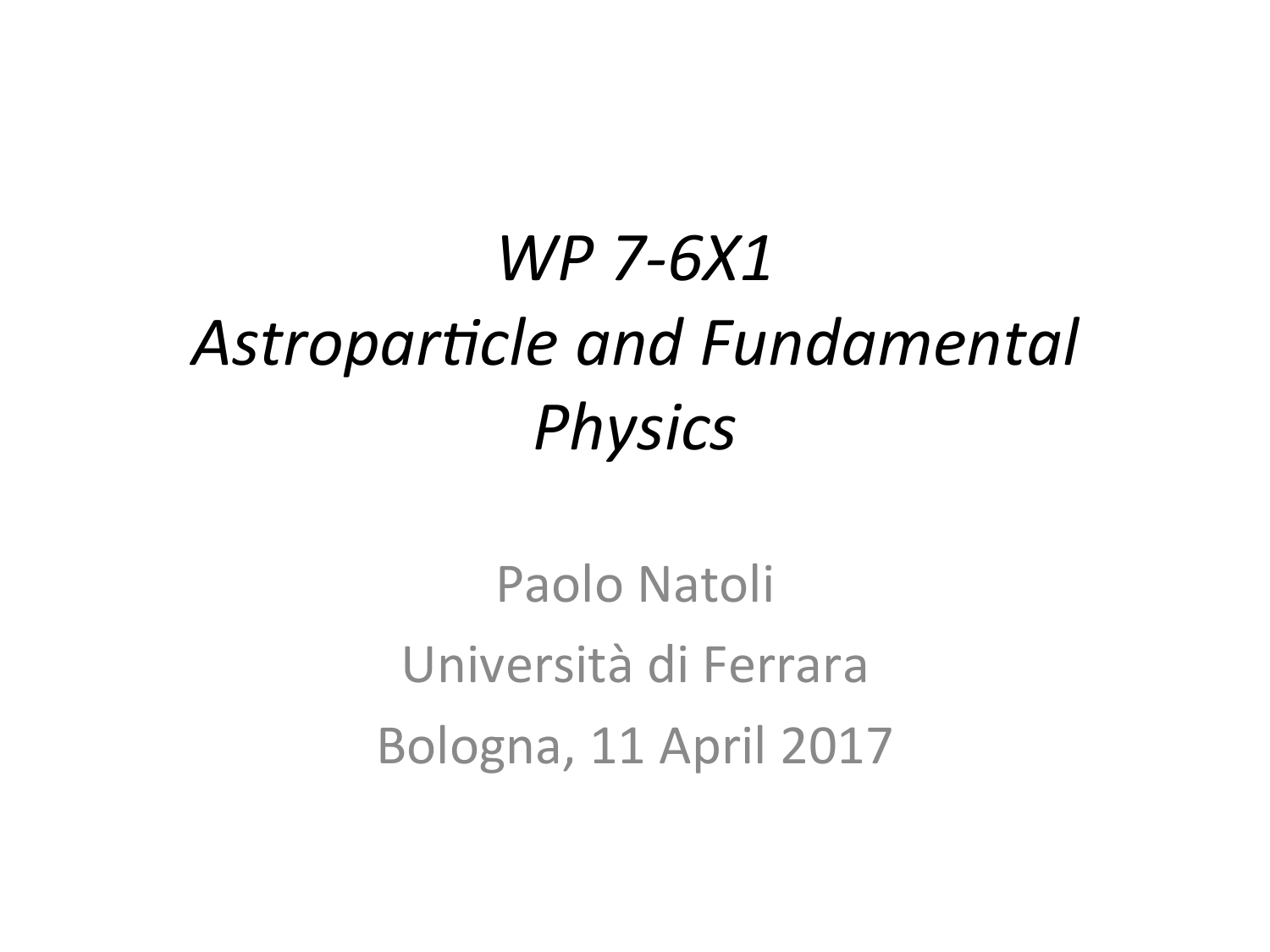# *WP 7-6X1*
# *Astroparticle and Fundamental Physics*

Paolo Natoli

Università di Ferrara

Bologna, 11 April 2017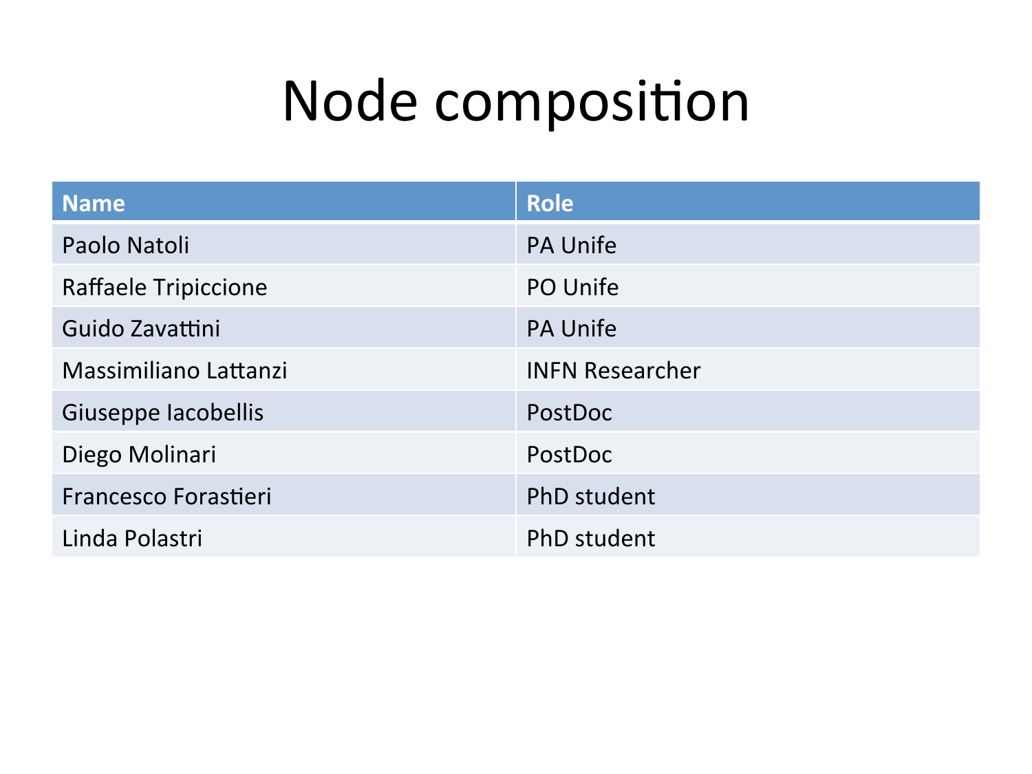# Node composition

| Name | Role |
| --- | --- |
| Paolo Natoli | PA Unife |
| Raffaele Tripiccione | PO Unife |
| Guido Zavattini | PA Unife |
| Massimiliano Lattanzi | INFN Researcher |
| Giuseppe Iacobellis | PostDoc |
| Diego Molinari | PostDoc |
| Francesco Forastieri | PhD student |
| Linda Polastri | PhD student |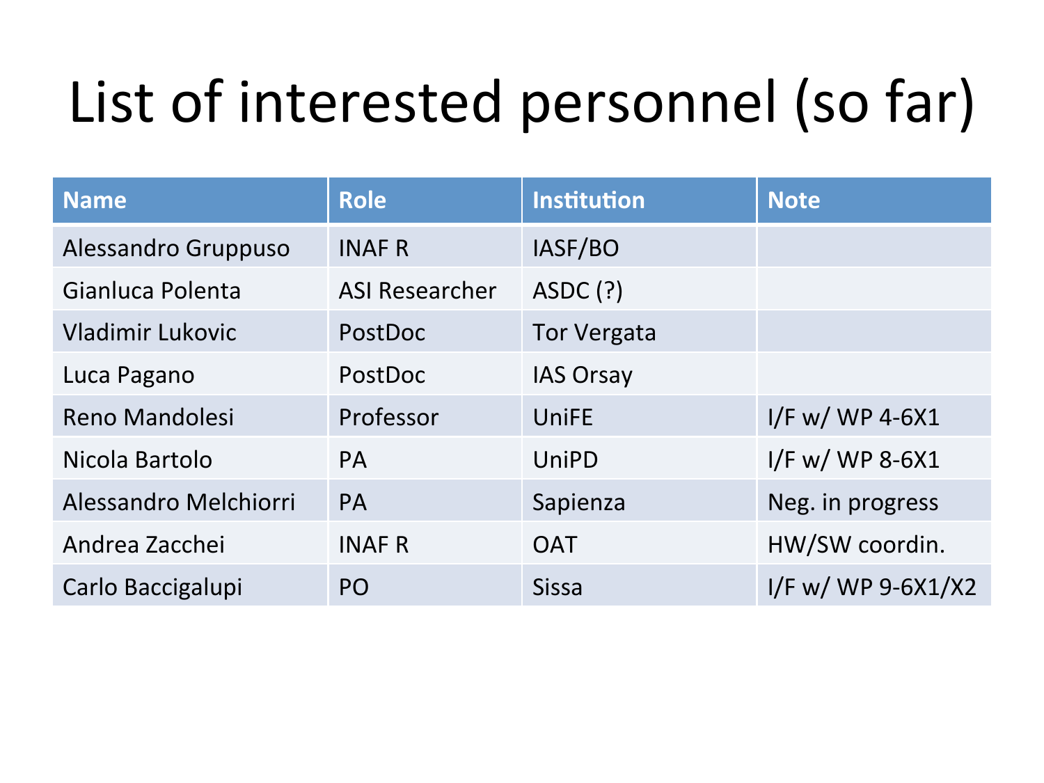# List of interested personnel (so far)

| Name | Role | Institution | Note |
| --- | --- | --- | --- |
| Alessandro Gruppuso | INAF R | IASF/BO | |
| Gianluca Polenta | ASI Researcher | ASDC (?) | |
| Vladimir Lukovic | PostDoc | Tor Vergata | |
| Luca Pagano | PostDoc | IAS Orsay | |
| Reno Mandolesi | Professor | UniFE | I/F w/ WP 4-6X1 |
| Nicola Bartolo | PA | UniPD | I/F w/ WP 8-6X1 |
| Alessandro Melchiorri | PA | Sapienza | Neg. in progress |
| Andrea Zacchei | INAF R | OAT | HW/SW coordin. |
| Carlo Baccigalupi | PO | Sissa | I/F w/ WP 9-6X1/X2 |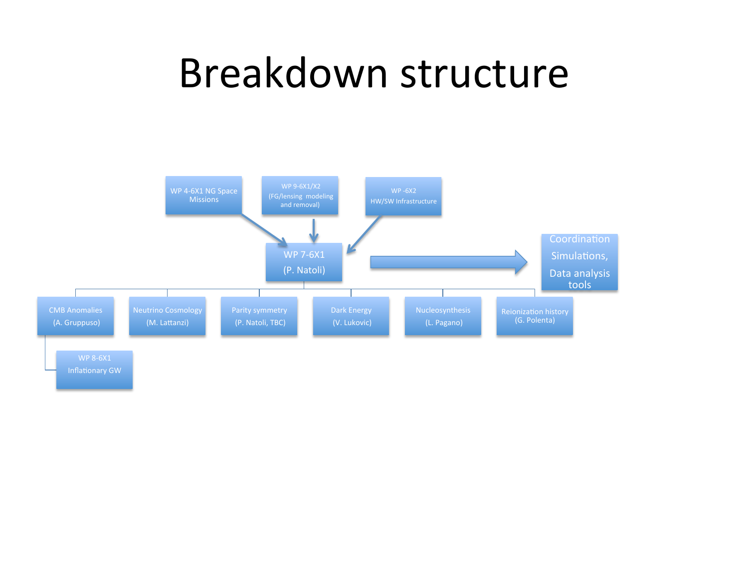# Breakdown structure

- WP 4-6X1 NG Space Missions
- WP 9-6X1/X2 (FG/lensing modeling and removal)
- WP -6X2 HW/SW Infrastructure

→ WP 7-6X1 (P. Natoli) → Coordination, Simulations, Data analysis tools

- CMB Anomalies (A. Gruppuso)
  - WP 8-6X1 Inflationary GW
- Neutrino Cosmology (M. Lattanzi)
- Parity symmetry (P. Natoli, TBC)
- Dark Energy (V. Lukovic)
- Nucleosynthesis (L. Pagano)
- Reionization history (G. Polenta)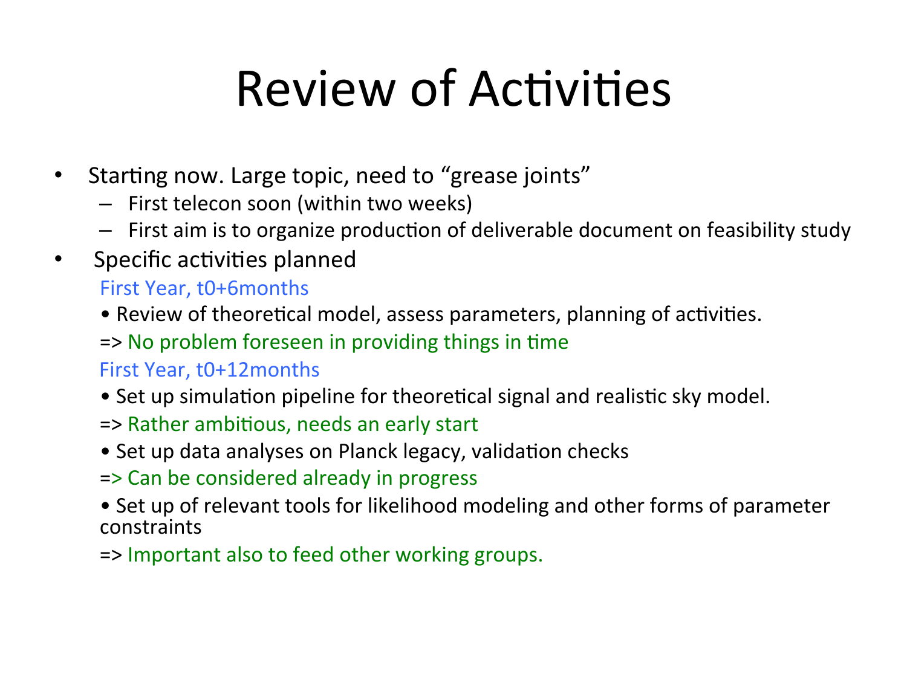# Review of Activities

- Starting now. Large topic, need to "grease joints"
  - First telecon soon (within two weeks)
  - First aim is to organize production of deliverable document on feasibility study
- Specific activities planned

  First Year, t0+6months

  • Review of theoretical model, assess parameters, planning of activities.

  => No problem foreseen in providing things in time

  First Year, t0+12months

  • Set up simulation pipeline for theoretical signal and realistic sky model.

  => Rather ambitious, needs an early start

  • Set up data analyses on Planck legacy, validation checks

  => Can be considered already in progress

  • Set up of relevant tools for likelihood modeling and other forms of parameter constraints

  => Important also to feed other working groups.